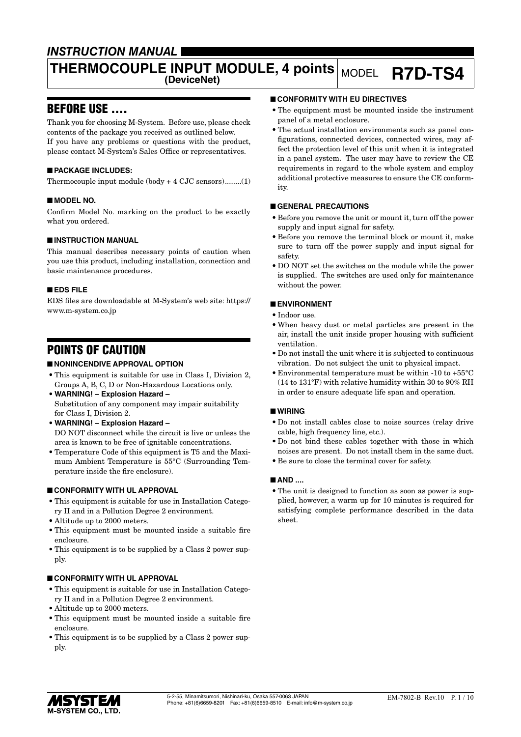*INSTRUCTION MANUAL*

# THERMOCOUPLE INPUT MODULE, 4 points (DeviceNet)

MODEL **R7D-TS4**

## BEFORE USE ....

Thank you for choosing M-System. Before use, please check contents of the package you received as outlined below.
If you have any problems or questions with the product, please contact M-System's Sales Office or representatives.

### ■ PACKAGE INCLUDES:

Thermocouple input module (body + 4 CJC sensors)........(1)

### ■ MODEL NO.

Confirm Model No. marking on the product to be exactly what you ordered.

### ■ INSTRUCTION MANUAL

This manual describes necessary points of caution when you use this product, including installation, connection and basic maintenance procedures.

### ■ EDS FILE

EDS files are downloadable at M-System's web site: https://www.m-system.co.jp

## POINTS OF CAUTION

### ■ NONINCENDIVE APPROVAL OPTION

- This equipment is suitable for use in Class I, Division 2, Groups A, B, C, D or Non-Hazardous Locations only.
- **WARNING! – Explosion Hazard –**
  Substitution of any component may impair suitability for Class I, Division 2.
- **WARNING! – Explosion Hazard –**
  DO NOT disconnect while the circuit is live or unless the area is known to be free of ignitable concentrations.
- Temperature Code of this equipment is T5 and the Maximum Ambient Temperature is 55°C (Surrounding Temperature inside the fire enclosure).

### ■ CONFORMITY WITH UL APPROVAL

- This equipment is suitable for use in Installation Category II and in a Pollution Degree 2 environment.
- Altitude up to 2000 meters.
- This equipment must be mounted inside a suitable fire enclosure.
- This equipment is to be supplied by a Class 2 power supply.

### ■ CONFORMITY WITH UL APPROVAL

- This equipment is suitable for use in Installation Category II and in a Pollution Degree 2 environment.
- Altitude up to 2000 meters.
- This equipment must be mounted inside a suitable fire enclosure.
- This equipment is to be supplied by a Class 2 power supply.

### ■ CONFORMITY WITH EU DIRECTIVES

- The equipment must be mounted inside the instrument panel of a metal enclosure.
- The actual installation environments such as panel configurations, connected devices, connected wires, may affect the protection level of this unit when it is integrated in a panel system. The user may have to review the CE requirements in regard to the whole system and employ additional protective measures to ensure the CE conformity.

### ■ GENERAL PRECAUTIONS

- Before you remove the unit or mount it, turn off the power supply and input signal for safety.
- Before you remove the terminal block or mount it, make sure to turn off the power supply and input signal for safety.
- DO NOT set the switches on the module while the power is supplied. The switches are used only for maintenance without the power.

### ■ ENVIRONMENT

- Indoor use.
- When heavy dust or metal particles are present in the air, install the unit inside proper housing with sufficient ventilation.
- Do not install the unit where it is subjected to continuous vibration. Do not subject the unit to physical impact.
- Environmental temperature must be within -10 to +55°C (14 to 131°F) with relative humidity within 30 to 90% RH in order to ensure adequate life span and operation.

### ■ WIRING

- Do not install cables close to noise sources (relay drive cable, high frequency line, etc.).
- Do not bind these cables together with those in which noises are present. Do not install them in the same duct.
- Be sure to close the terminal cover for safety.

### ■ AND ....

- The unit is designed to function as soon as power is supplied, however, a warm up for 10 minutes is required for satisfying complete performance described in the data sheet.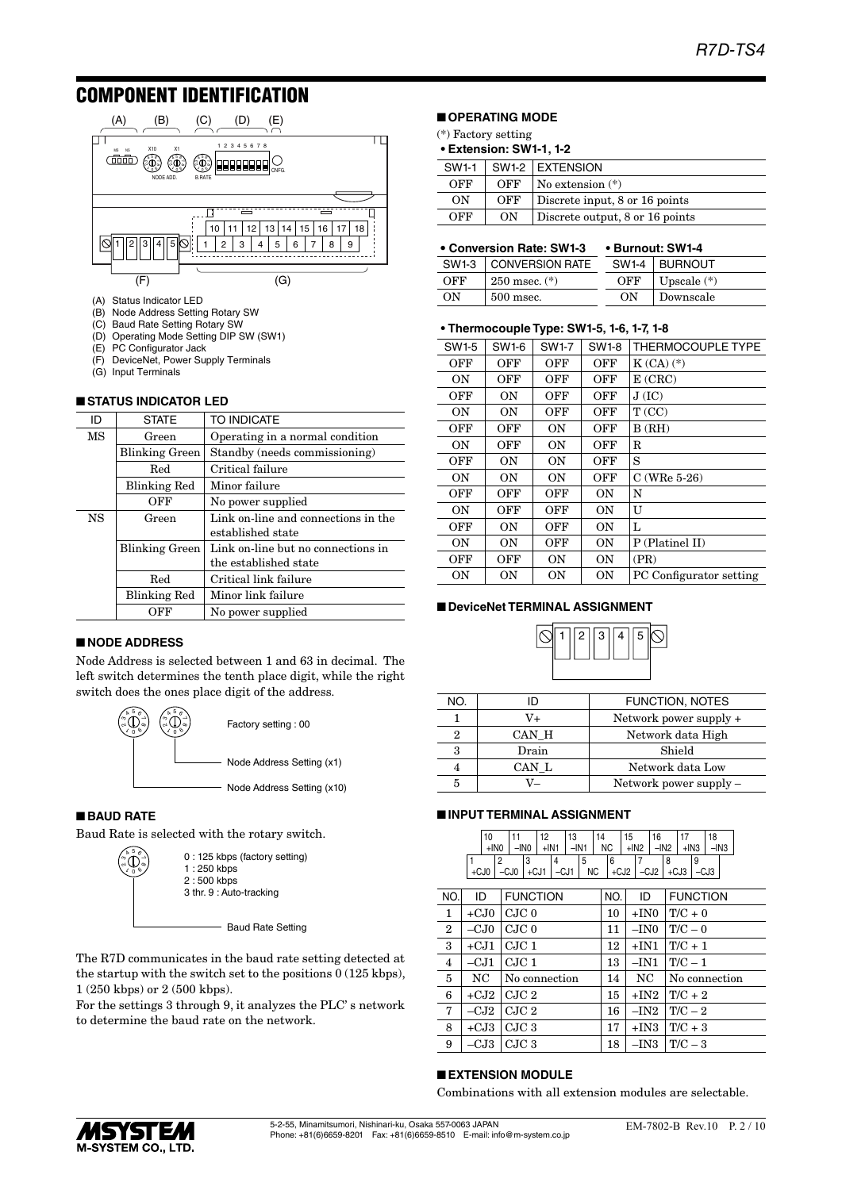## COMPONENT IDENTIFICATION

(A) Status Indicator LED
(B) Node Address Setting Rotary SW
(C) Baud Rate Setting Rotary SW
(D) Operating Mode Setting DIP SW (SW1)
(E) PC Configurator Jack
(F) DeviceNet, Power Supply Terminals
(G) Input Terminals

### ■ STATUS INDICATOR LED

| ID | STATE | TO INDICATE |
|---|---|---|
| MS | Green | Operating in a normal condition |
| | Blinking Green | Standby (needs commissioning) |
| | Red | Critical failure |
| | Blinking Red | Minor failure |
| | OFF | No power supplied |
| NS | Green | Link on-line and connections in the established state |
| | Blinking Green | Link on-line but no connections in the established state |
| | Red | Critical link failure |
| | Blinking Red | Minor link failure |
| | OFF | No power supplied |

### ■ NODE ADDRESS

Node Address is selected between 1 and 63 in decimal. The left switch determines the tenth place digit, while the right switch does the ones place digit of the address.

Factory setting : 00

Node Address Setting (x1)

Node Address Setting (x10)

### ■ BAUD RATE

Baud Rate is selected with the rotary switch.

0 : 125 kbps (factory setting)
1 : 250 kbps
2 : 500 kbps
3 thr. 9 : Auto-tracking

Baud Rate Setting

The R7D communicates in the baud rate setting detected at the startup with the switch set to the positions 0 (125 kbps), 1 (250 kbps) or 2 (500 kbps).

For the settings 3 through 9, it analyzes the PLC' s network to determine the baud rate on the network.

### ■ OPERATING MODE

(*) Factory setting

**• Extension: SW1-1, 1-2**

| SW1-1 | SW1-2 | EXTENSION |
|---|---|---|
| OFF | OFF | No extension (*) |
| ON | OFF | Discrete input, 8 or 16 points |
| OFF | ON | Discrete output, 8 or 16 points |

**• Conversion Rate: SW1-3**

| SW1-3 | CONVERSION RATE |
|---|---|
| OFF | 250 msec. (*) |
| ON | 500 msec. |

**• Burnout: SW1-4**

| SW1-4 | BURNOUT |
|---|---|
| OFF | Upscale (*) |
| ON | Downscale |

**• Thermocouple Type: SW1-5, 1-6, 1-7, 1-8**

| SW1-5 | SW1-6 | SW1-7 | SW1-8 | THERMOCOUPLE TYPE |
|---|---|---|---|---|
| OFF | OFF | OFF | OFF | K (CA) (*) |
| ON | OFF | OFF | OFF | E (CRC) |
| OFF | ON | OFF | OFF | J (IC) |
| ON | ON | OFF | OFF | T (CC) |
| OFF | OFF | ON | OFF | B (RH) |
| ON | OFF | ON | OFF | R |
| OFF | ON | ON | OFF | S |
| ON | ON | ON | OFF | C (WRe 5-26) |
| OFF | OFF | OFF | ON | N |
| ON | OFF | OFF | ON | U |
| OFF | ON | OFF | ON | L |
| ON | ON | OFF | ON | P (Platinel II) |
| OFF | OFF | ON | ON | (PR) |
| ON | ON | ON | ON | PC Configurator setting |

### ■ DeviceNet TERMINAL ASSIGNMENT

| NO. | ID | FUNCTION, NOTES |
|---|---|---|
| 1 | V+ | Network power supply + |
| 2 | CAN_H | Network data High |
| 3 | Drain | Shield |
| 4 | CAN_L | Network data Low |
| 5 | V– | Network power supply – |

### ■ INPUT TERMINAL ASSIGNMENT

| NO. | ID | FUNCTION | NO. | ID | FUNCTION |
|---|---|---|---|---|---|
| 1 | +CJ0 | CJC 0 | 10 | +IN0 | T/C + 0 |
| 2 | –CJ0 | CJC 0 | 11 | –IN0 | T/C – 0 |
| 3 | +CJ1 | CJC 1 | 12 | +IN1 | T/C + 1 |
| 4 | –CJ1 | CJC 1 | 13 | –IN1 | T/C – 1 |
| 5 | NC | No connection | 14 | NC | No connection |
| 6 | +CJ2 | CJC 2 | 15 | +IN2 | T/C + 2 |
| 7 | –CJ2 | CJC 2 | 16 | –IN2 | T/C – 2 |
| 8 | +CJ3 | CJC 3 | 17 | +IN3 | T/C + 3 |
| 9 | –CJ3 | CJC 3 | 18 | –IN3 | T/C – 3 |

### ■ EXTENSION MODULE

Combinations with all extension modules are selectable.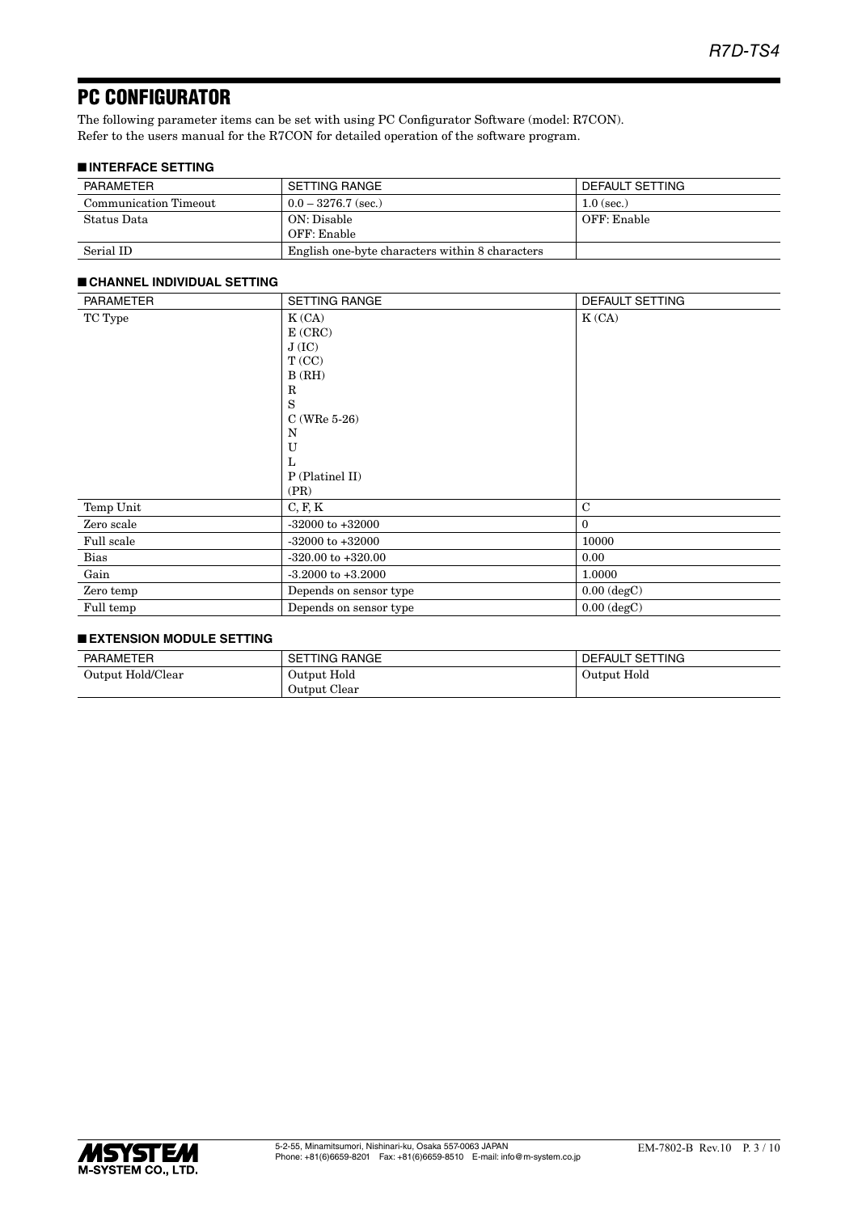# PC CONFIGURATOR

The following parameter items can be set with using PC Configurator Software (model: R7CON).
Refer to the users manual for the R7CON for detailed operation of the software program.

## ■ INTERFACE SETTING

| PARAMETER | SETTING RANGE | DEFAULT SETTING |
|---|---|---|
| Communication Timeout | 0.0 – 3276.7 (sec.) | 1.0 (sec.) |
| Status Data | ON: Disable<br>OFF: Enable | OFF: Enable |
| Serial ID | English one-byte characters within 8 characters | |

## ■ CHANNEL INDIVIDUAL SETTING

| PARAMETER | SETTING RANGE | DEFAULT SETTING |
|---|---|---|
| TC Type | K (CA)<br>E (CRC)<br>J (IC)<br>T (CC)<br>B (RH)<br>R<br>S<br>C (WRe 5-26)<br>N<br>U<br>L<br>P (Platinel II)<br>(PR) | K (CA) |
| Temp Unit | C, F, K | C |
| Zero scale | -32000 to +32000 | 0 |
| Full scale | -32000 to +32000 | 10000 |
| Bias | -320.00 to +320.00 | 0.00 |
| Gain | -3.2000 to +3.2000 | 1.0000 |
| Zero temp | Depends on sensor type | 0.00 (degC) |
| Full temp | Depends on sensor type | 0.00 (degC) |

## ■ EXTENSION MODULE SETTING

| PARAMETER | SETTING RANGE | DEFAULT SETTING |
|---|---|---|
| Output Hold/Clear | Output Hold<br>Output Clear | Output Hold |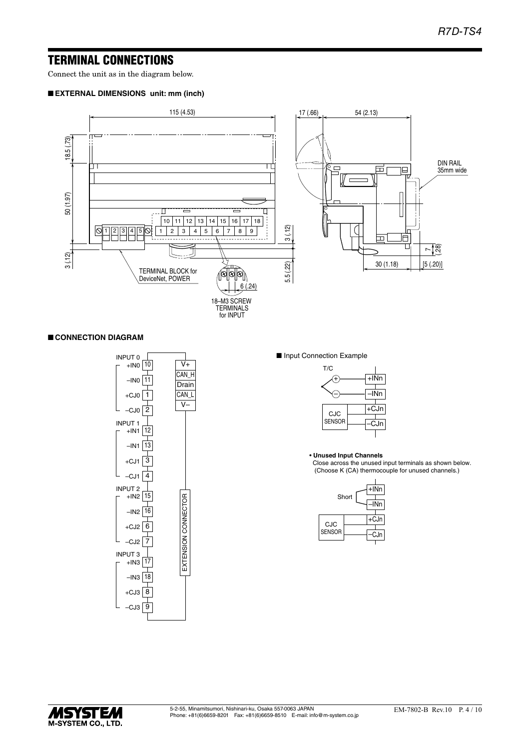## TERMINAL CONNECTIONS

Connect the unit as in the diagram below.

### ■ EXTERNAL DIMENSIONS unit: mm (inch)

115 (4.53)

17 (.66) 54 (2.13)

18.5 (.73)

50 (1.97)

3 (.12)

DIN RAIL 35mm wide

10 11 12 13 14 15 16 17 18

1 2 3 4 5 6 7 8 9

1 2 3 4 5

3 (.12)

5.5 (.22)

7 (.28)

30 (1.18) [5 (.20)]

TERMINAL BLOCK for DeviceNet, POWER

6 (.24)

18–M3 SCREW TERMINALS for INPUT

### ■ CONNECTION DIAGRAM

INPUT 0: +IN0 10, –IN0 11, +CJ0 1, –CJ0 2

INPUT 1: +IN1 12, –IN1 13, +CJ1 3, –CJ1 4

INPUT 2: +IN2 15, –IN2 16, +CJ2 6, –CJ2 7

INPUT 3: +IN3 17, –IN3 18, +CJ3 8, –CJ3 9

V+, CAN_H, Drain, CAN_L, V–

EXTENSION CONNECTOR

■ Input Connection Example

T/C: + → +INn, – → –INn

CJC SENSOR → +CJn, –CJn

**• Unused Input Channels**

Close across the unused input terminals as shown below.
(Choose K (CA) thermocouple for unused channels.)

Short: +INn, –INn

CJC SENSOR → +CJn, –CJn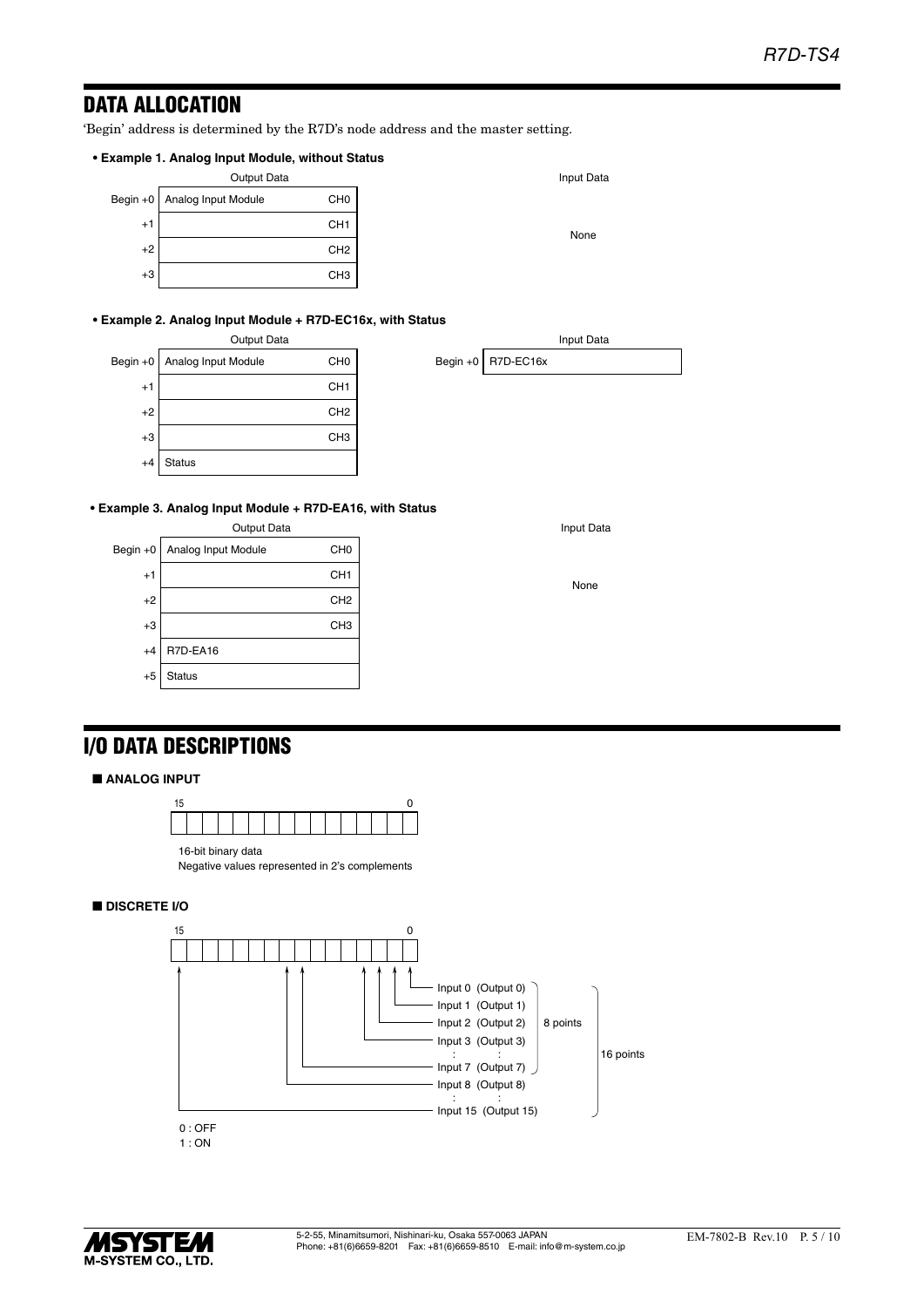## DATA ALLOCATION

'Begin' address is determined by the R7D's node address and the master setting.

**• Example 1. Analog Input Module, without Status**

Output Data

| | | |
|---|---|---|
| Begin +0 | Analog Input Module | CH0 |
| +1 | | CH1 |
| +2 | | CH2 |
| +3 | | CH3 |

Input Data

None

**• Example 2. Analog Input Module + R7D-EC16x, with Status**

Output Data

| | | |
|---|---|---|
| Begin +0 | Analog Input Module | CH0 |
| +1 | | CH1 |
| +2 | | CH2 |
| +3 | | CH3 |
| +4 | Status | |

Input Data

| | |
|---|---|
| Begin +0 | R7D-EC16x |

**• Example 3. Analog Input Module + R7D-EA16, with Status**

Output Data

| | | |
|---|---|---|
| Begin +0 | Analog Input Module | CH0 |
| +1 | | CH1 |
| +2 | | CH2 |
| +3 | | CH3 |
| +4 | R7D-EA16 | |
| +5 | Status | |

Input Data

None

## I/O DATA DESCRIPTIONS

### ■ ANALOG INPUT

15 … 0

16-bit binary data
Negative values represented in 2's complements

### ■ DISCRETE I/O

15 … 0

- Input 0 (Output 0)
- Input 1 (Output 1)
- Input 2 (Output 2)
- Input 3 (Output 3)
- : :
- Input 7 (Output 7)
- Input 8 (Output 8)
- : :
- Input 15 (Output 15)

Inputs 0–7: 8 points; Inputs 0–15: 16 points

0 : OFF
1 : ON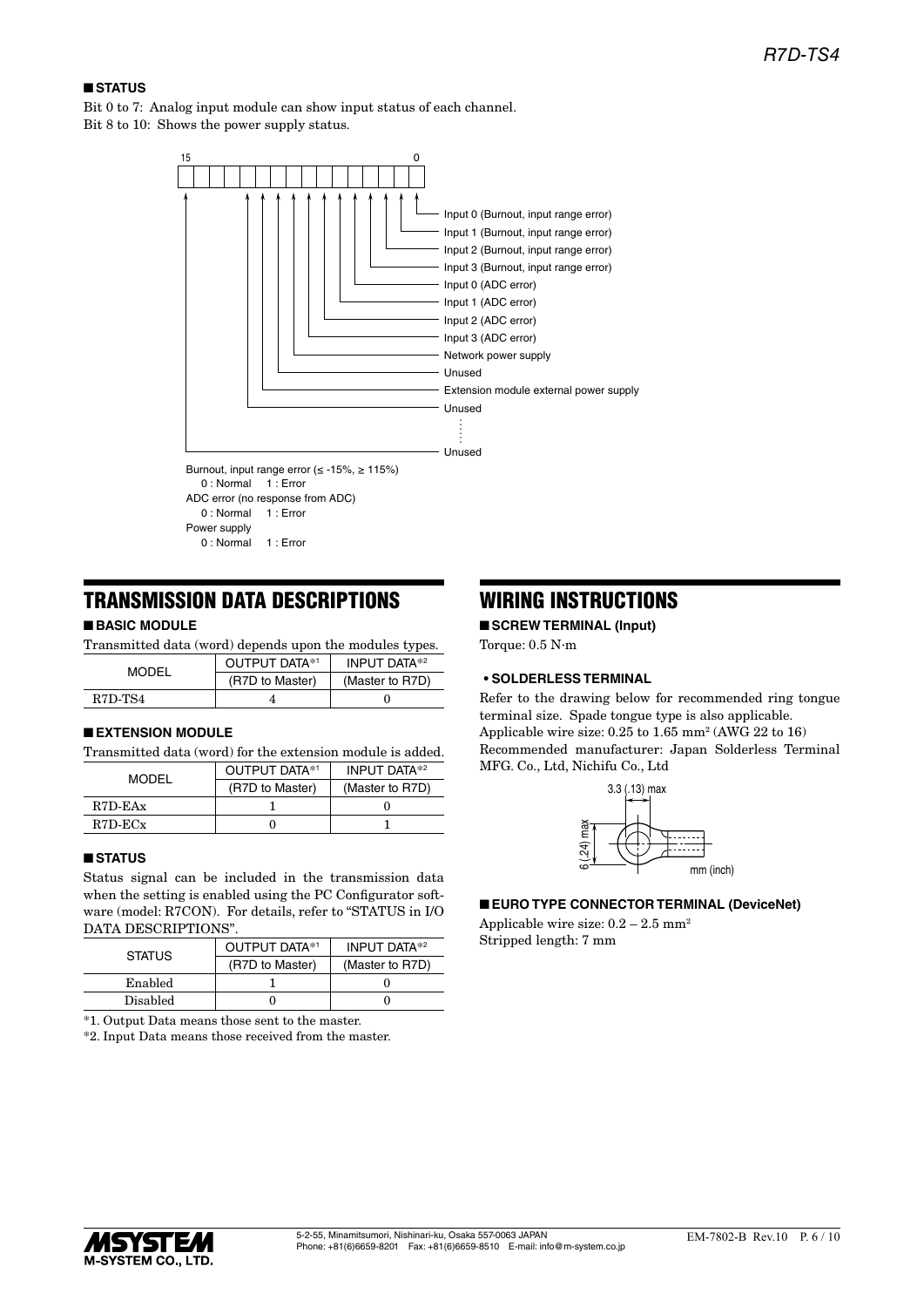## ■ STATUS

Bit 0 to 7: Analog input module can show input status of each channel.
Bit 8 to 10: Shows the power supply status.

| Bit | Description |
|---|---|
| 0 | Input 0 (Burnout, input range error) |
| 1 | Input 1 (Burnout, input range error) |
| 2 | Input 2 (Burnout, input range error) |
| 3 | Input 3 (Burnout, input range error) |
| 4 | Input 0 (ADC error) |
| 5 | Input 1 (ADC error) |
| 6 | Input 2 (ADC error) |
| 7 | Input 3 (ADC error) |
| 8 | Network power supply |
| 9 | Unused |
| 10 | Extension module external power supply |
| 11 | Unused |
| ⋮ | ⋮ |
| 15 | Unused |

Burnout, input range error (≤ -15%, ≥ 115%)
0 : Normal 1 : Error

ADC error (no response from ADC)
0 : Normal 1 : Error

Power supply
0 : Normal 1 : Error

# TRANSMISSION DATA DESCRIPTIONS

## ■ BASIC MODULE

Transmitted data (word) depends upon the modules types.

| MODEL | OUTPUT DATA*1 (R7D to Master) | INPUT DATA*2 (Master to R7D) |
|---|---|---|
| R7D-TS4 | 4 | 0 |

## ■ EXTENSION MODULE

Transmitted data (word) for the extension module is added.

| MODEL | OUTPUT DATA*1 (R7D to Master) | INPUT DATA*2 (Master to R7D) |
|---|---|---|
| R7D-EAx | 1 | 0 |
| R7D-ECx | 0 | 1 |

## ■ STATUS

Status signal can be included in the transmission data when the setting is enabled using the PC Configurator software (model: R7CON). For details, refer to "STATUS in I/O DATA DESCRIPTIONS".

| STATUS | OUTPUT DATA*1 (R7D to Master) | INPUT DATA*2 (Master to R7D) |
|---|---|---|
| Enabled | 1 | 0 |
| Disabled | 0 | 0 |

*1. Output Data means those sent to the master.

*2. Input Data means those received from the master.

# WIRING INSTRUCTIONS

## ■ SCREW TERMINAL (Input)

Torque: 0.5 N·m

### • SOLDERLESS TERMINAL

Refer to the drawing below for recommended ring tongue terminal size. Spade tongue type is also applicable.
Applicable wire size: 0.25 to 1.65 mm² (AWG 22 to 16)
Recommended manufacturer: Japan Solderless Terminal MFG. Co., Ltd, Nichifu Co., Ltd

3.3 (.13) max
6 (.24) max
mm (inch)

## ■ EURO TYPE CONNECTOR TERMINAL (DeviceNet)

Applicable wire size: 0.2 – 2.5 mm²
Stripped length: 7 mm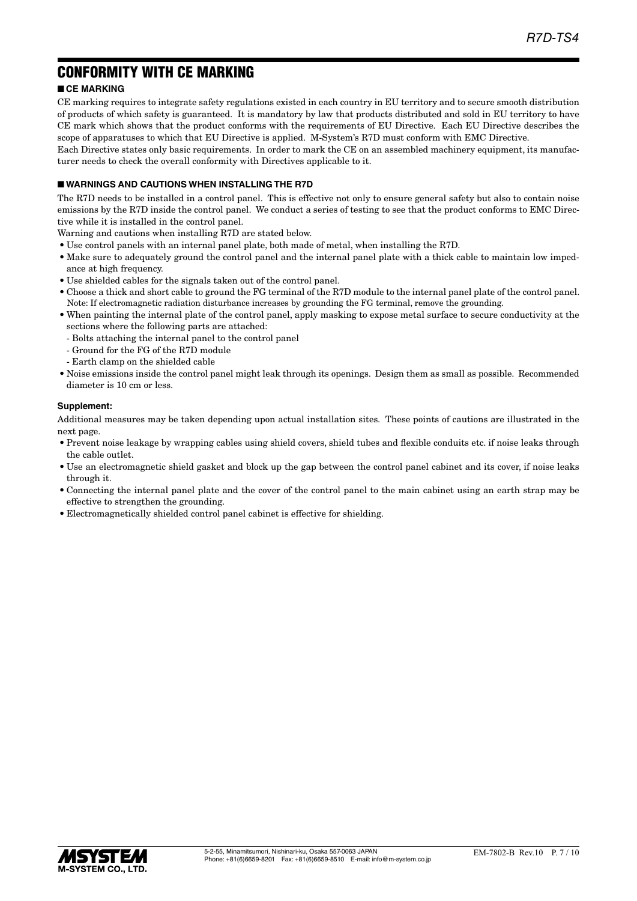# CONFORMITY WITH CE MARKING

## ■ CE MARKING

CE marking requires to integrate safety regulations existed in each country in EU territory and to secure smooth distribution of products of which safety is guaranteed. It is mandatory by law that products distributed and sold in EU territory to have CE mark which shows that the product conforms with the requirements of EU Directive. Each EU Directive describes the scope of apparatuses to which that EU Directive is applied. M-System's R7D must conform with EMC Directive.

Each Directive states only basic requirements. In order to mark the CE on an assembled machinery equipment, its manufacturer needs to check the overall conformity with Directives applicable to it.

## ■ WARNINGS AND CAUTIONS WHEN INSTALLING THE R7D

The R7D needs to be installed in a control panel. This is effective not only to ensure general safety but also to contain noise emissions by the R7D inside the control panel. We conduct a series of testing to see that the product conforms to EMC Directive while it is installed in the control panel.

Warning and cautions when installing R7D are stated below.

- Use control panels with an internal panel plate, both made of metal, when installing the R7D.
- Make sure to adequately ground the control panel and the internal panel plate with a thick cable to maintain low impedance at high frequency.
- Use shielded cables for the signals taken out of the control panel.
- Choose a thick and short cable to ground the FG terminal of the R7D module to the internal panel plate of the control panel.
  Note: If electromagnetic radiation disturbance increases by grounding the FG terminal, remove the grounding.
- When painting the internal plate of the control panel, apply masking to expose metal surface to secure conductivity at the sections where the following parts are attached:
  - Bolts attaching the internal panel to the control panel
  - Ground for the FG of the R7D module
  - Earth clamp on the shielded cable
- Noise emissions inside the control panel might leak through its openings. Design them as small as possible. Recommended diameter is 10 cm or less.

**Supplement:**

Additional measures may be taken depending upon actual installation sites. These points of cautions are illustrated in the next page.

- Prevent noise leakage by wrapping cables using shield covers, shield tubes and flexible conduits etc. if noise leaks through the cable outlet.
- Use an electromagnetic shield gasket and block up the gap between the control panel cabinet and its cover, if noise leaks through it.
- Connecting the internal panel plate and the cover of the control panel to the main cabinet using an earth strap may be effective to strengthen the grounding.
- Electromagnetically shielded control panel cabinet is effective for shielding.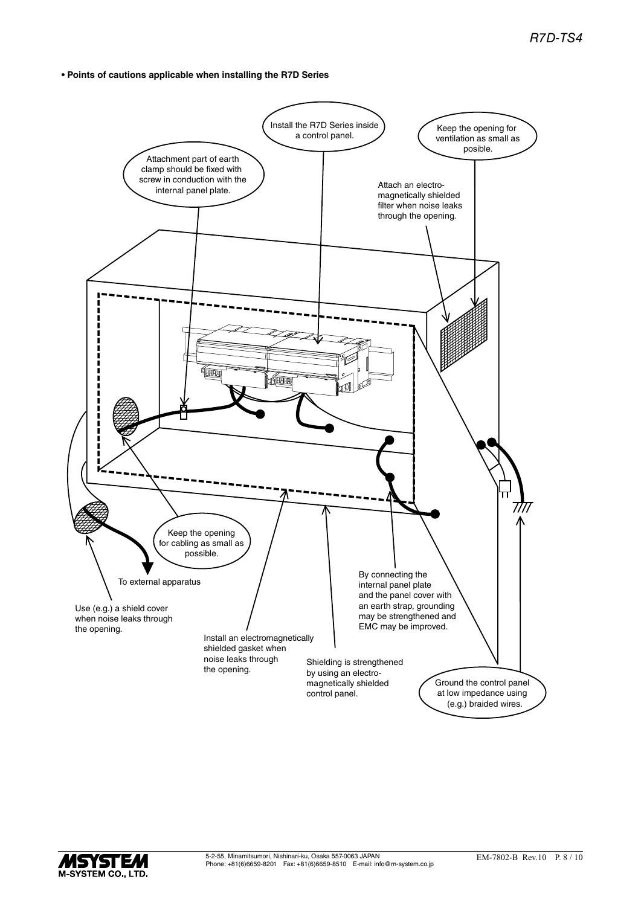**• Points of cautions applicable when installing the R7D Series**

Install the R7D Series inside a control panel.

Keep the opening for ventilation as small as posible.

Attachment part of earth clamp should be fixed with screw in conduction with the internal panel plate.

Attach an electro-magnetically shielded filter when noise leaks through the opening.

Keep the opening for cabling as small as possible.

To external apparatus

Use (e.g.) a shield cover when noise leaks through the opening.

Install an electromagnetically shielded gasket when noise leaks through the opening.

Shielding is strengthened by using an electro-magnetically shielded control panel.

By connecting the internal panel plate and the panel cover with an earth strap, grounding may be strengthened and EMC may be improved.

Ground the control panel at low impedance using (e.g.) braided wires.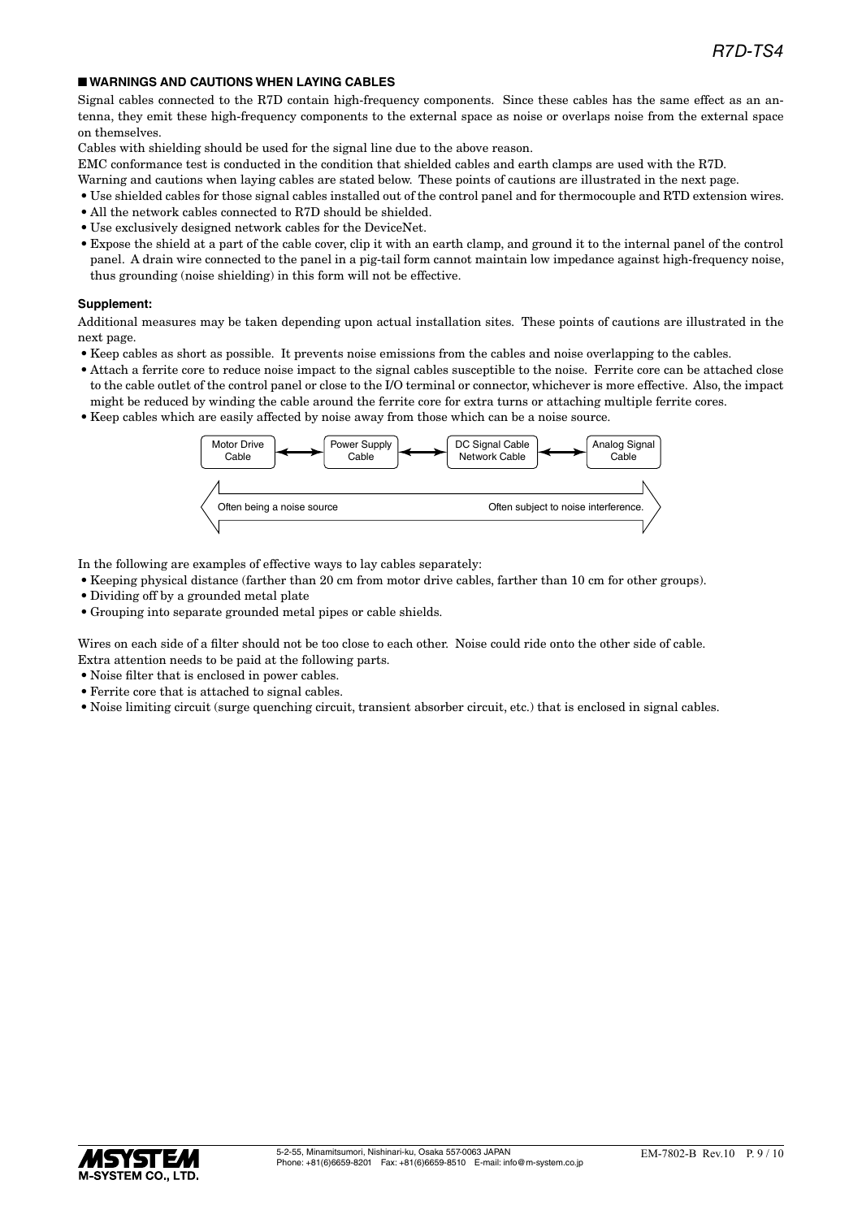## ■ WARNINGS AND CAUTIONS WHEN LAYING CABLES

Signal cables connected to the R7D contain high-frequency components. Since these cables has the same effect as an antenna, they emit these high-frequency components to the external space as noise or overlaps noise from the external space on themselves.

Cables with shielding should be used for the signal line due to the above reason.

EMC conformance test is conducted in the condition that shielded cables and earth clamps are used with the R7D.

Warning and cautions when laying cables are stated below. These points of cautions are illustrated in the next page.

- Use shielded cables for those signal cables installed out of the control panel and for thermocouple and RTD extension wires.
- All the network cables connected to R7D should be shielded.
- Use exclusively designed network cables for the DeviceNet.
- Expose the shield at a part of the cable cover, clip it with an earth clamp, and ground it to the internal panel of the control panel. A drain wire connected to the panel in a pig-tail form cannot maintain low impedance against high-frequency noise, thus grounding (noise shielding) in this form will not be effective.

### Supplement:

Additional measures may be taken depending upon actual installation sites. These points of cautions are illustrated in the next page.

- Keep cables as short as possible. It prevents noise emissions from the cables and noise overlapping to the cables.
- Attach a ferrite core to reduce noise impact to the signal cables susceptible to the noise. Ferrite core can be attached close to the cable outlet of the control panel or close to the I/O terminal or connector, whichever is more effective. Also, the impact might be reduced by winding the cable around the ferrite core for extra turns or attaching multiple ferrite cores.
- Keep cables which are easily affected by noise away from those which can be a noise source.

Motor Drive Cable ↔ Power Supply Cable ↔ DC Signal Cable / Network Cable ↔ Analog Signal Cable

Often being a noise source ⟷ Often subject to noise interference.

In the following are examples of effective ways to lay cables separately:

- Keeping physical distance (farther than 20 cm from motor drive cables, farther than 10 cm for other groups).
- Dividing off by a grounded metal plate
- Grouping into separate grounded metal pipes or cable shields.

Wires on each side of a filter should not be too close to each other. Noise could ride onto the other side of cable.

Extra attention needs to be paid at the following parts.

- Noise filter that is enclosed in power cables.
- Ferrite core that is attached to signal cables.
- Noise limiting circuit (surge quenching circuit, transient absorber circuit, etc.) that is enclosed in signal cables.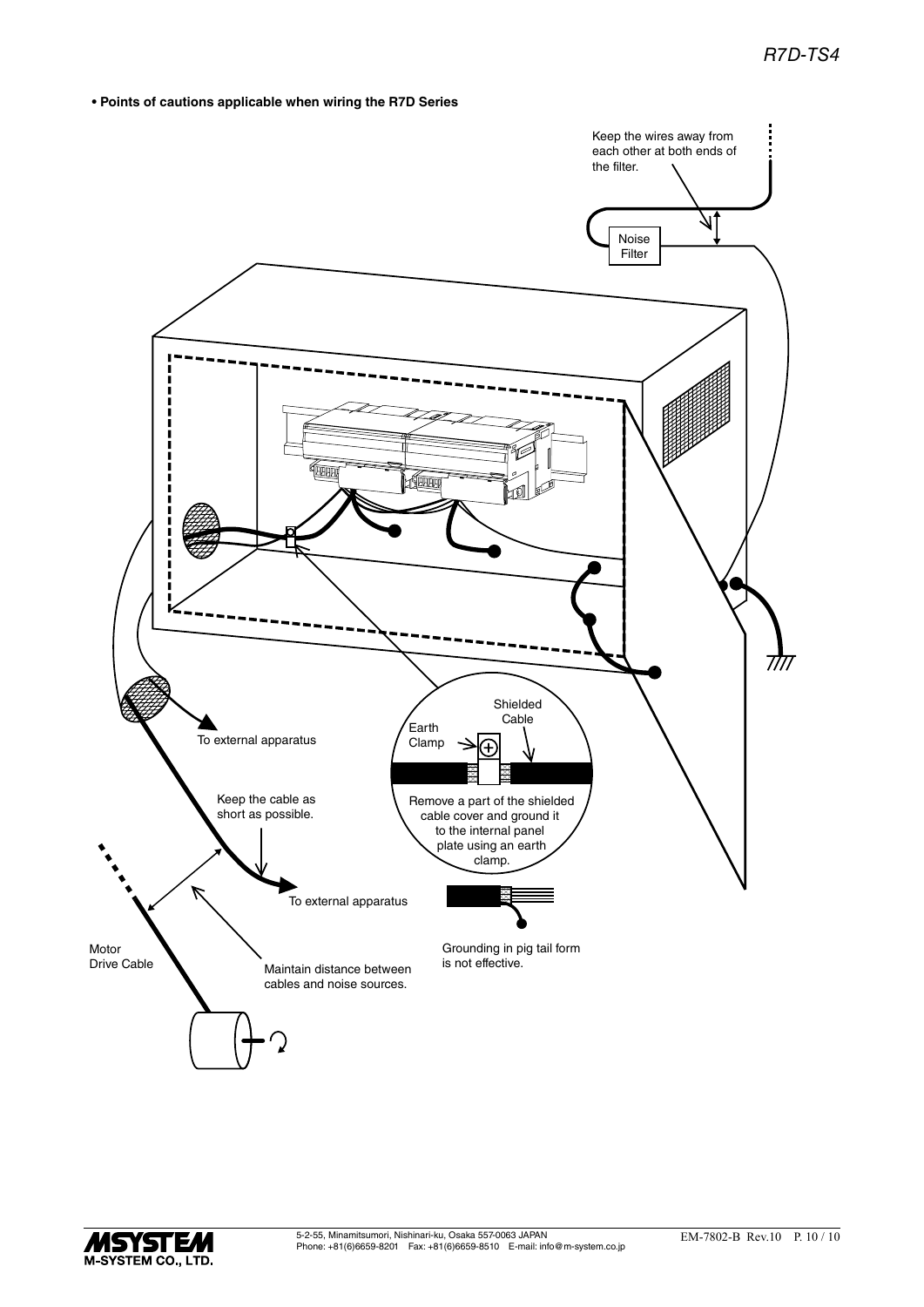**• Points of cautions applicable when wiring the R7D Series**

Keep the wires away from each other at both ends of the filter.

Noise Filter

To external apparatus

Shielded Cable

Earth Clamp

Remove a part of the shielded cable cover and ground it to the internal panel plate using an earth clamp.

Keep the cable as short as possible.

To external apparatus

Motor Drive Cable

Maintain distance between cables and noise sources.

Grounding in pig tail form is not effective.